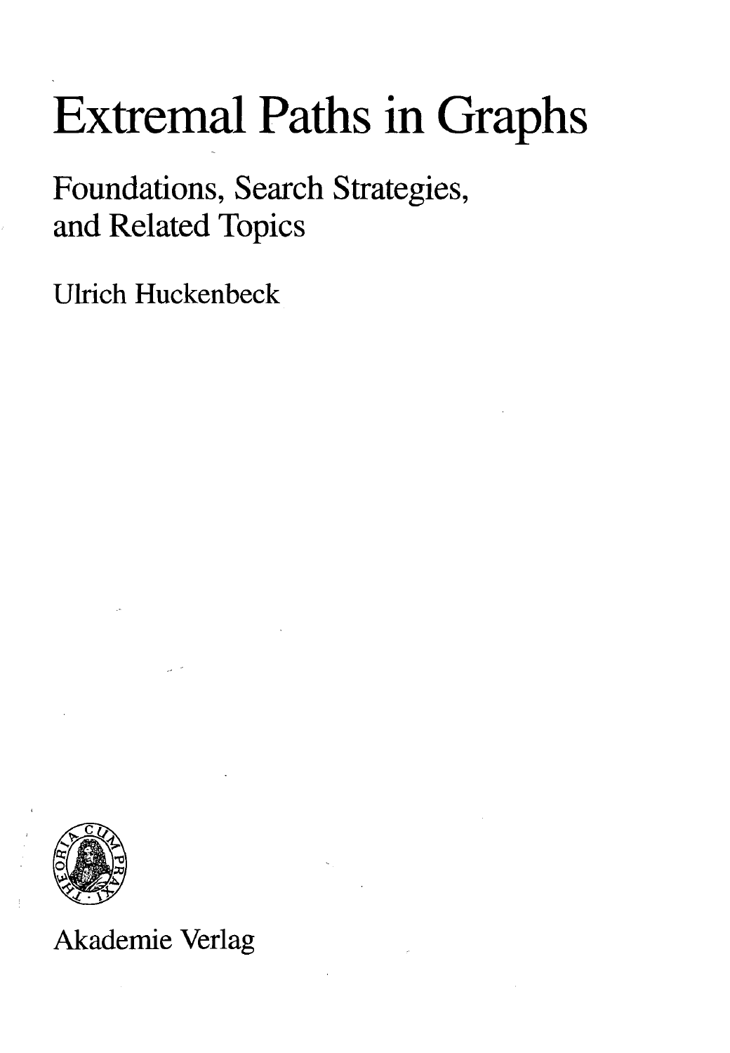# Extremal Paths in Graphs

## Foundations, Search Strategies, and Related Topics

Ulrich Huckenbeck

Akademie Verlag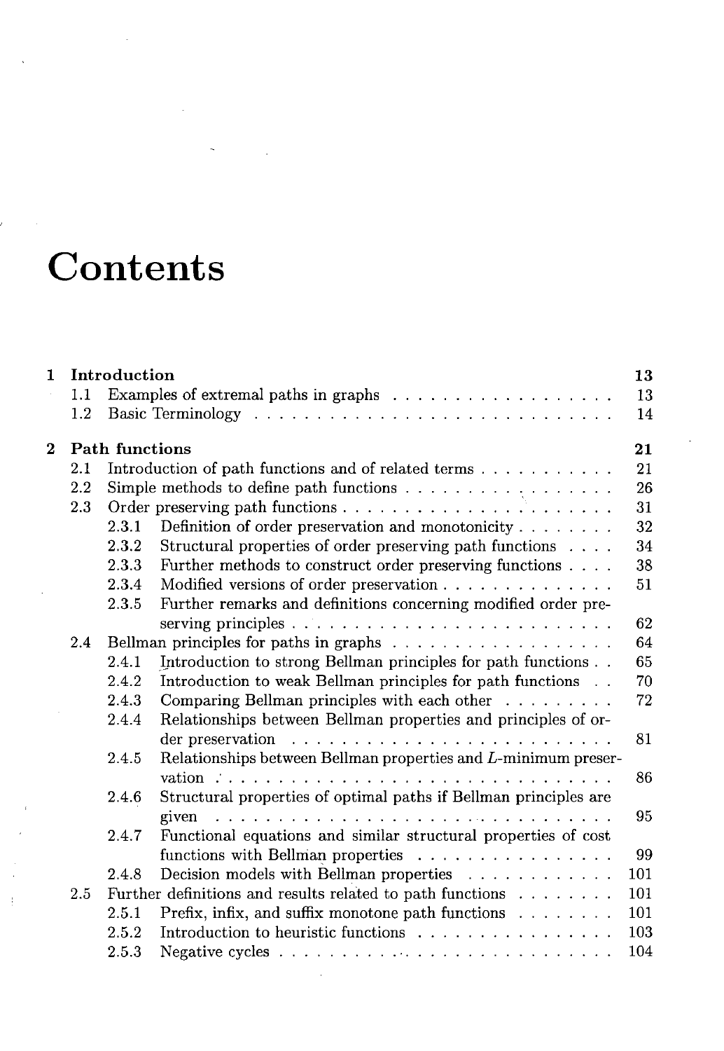# Contents

**1 Introduction** **13**

- 1.1 Examples of extremal paths in graphs . . . . . . . . . . . . . . . . . . 13
- 1.2 Basic Terminology . . . . . . . . . . . . . . . . . . . . . . . . . . . . . 14

**2 Path functions** **21**

- 2.1 Introduction of path functions and of related terms . . . . . . . . . . . 21
- 2.2 Simple methods to define path functions . . . . . . . . . . . . . . . . . 26
- 2.3 Order preserving path functions . . . . . . . . . . . . . . . . . . . . . . 31
  - 2.3.1 Definition of order preservation and monotonicity . . . . . . . . 32
  - 2.3.2 Structural properties of order preserving path functions . . . . 34
  - 2.3.3 Further methods to construct order preserving functions . . . . 38
  - 2.3.4 Modified versions of order preservation . . . . . . . . . . . . . . 51
  - 2.3.5 Further remarks and definitions concerning modified order preserving principles . . . . . . . . . . . . . . . . . . . . . . . . . . 62
- 2.4 Bellman principles for paths in graphs . . . . . . . . . . . . . . . . . . 64
  - 2.4.1 Introduction to strong Bellman principles for path functions . . 65
  - 2.4.2 Introduction to weak Bellman principles for path functions . . 70
  - 2.4.3 Comparing Bellman principles with each other . . . . . . . . . 72
  - 2.4.4 Relationships between Bellman properties and principles of order preservation . . . . . . . . . . . . . . . . . . . . . . . . . . 81
  - 2.4.5 Relationships between Bellman properties and $L$-minimum preservation . . . . . . . . . . . . . . . . . . . . . . . . . . . . . . . 86
  - 2.4.6 Structural properties of optimal paths if Bellman principles are given . . . . . . . . . . . . . . . . . . . . . . . . . . . . . . . . . 95
  - 2.4.7 Functional equations and similar structural properties of cost functions with Bellman properties . . . . . . . . . . . . . . . . 99
  - 2.4.8 Decision models with Bellman properties . . . . . . . . . . . . 101
- 2.5 Further definitions and results related to path functions . . . . . . . . 101
  - 2.5.1 Prefix, infix, and suffix monotone path functions . . . . . . . . 101
  - 2.5.2 Introduction to heuristic functions . . . . . . . . . . . . . . . . 103
  - 2.5.3 Negative cycles . . . . . . . . . . . . . . . . . . . . . . . . . . . 104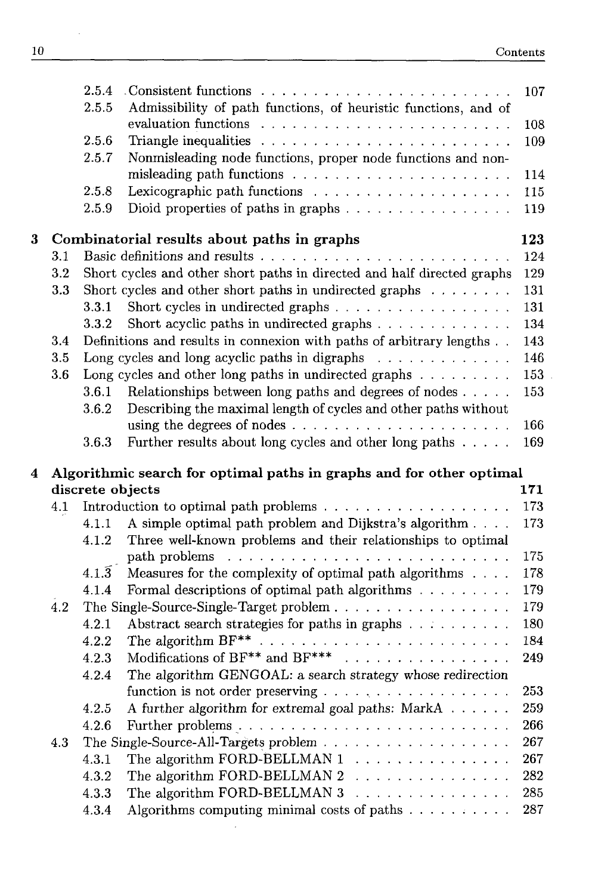2.5.4 Consistent functions . . . . . . . . . . . . . . . . . . . . . . . 107
2.5.5 Admissibility of path functions, of heuristic functions, and of evaluation functions . . . . . . . . . . . . . . . . . . . . . . . 108
2.5.6 Triangle inequalities . . . . . . . . . . . . . . . . . . . . . . . 109
2.5.7 Nonmisleading node functions, proper node functions and nonmisleading path functions . . . . . . . . . . . . . . . . . . . . 114
2.5.8 Lexicographic path functions . . . . . . . . . . . . . . . . . . 115
2.5.9 Dioid properties of paths in graphs . . . . . . . . . . . . . . . 119

**3 Combinatorial results about paths in graphs** **123**

3.1 Basic definitions and results . . . . . . . . . . . . . . . . . . . . . . 124
3.2 Short cycles and other short paths in directed and half directed graphs 129
3.3 Short cycles and other short paths in undirected graphs . . . . . . . . 131
3.3.1 Short cycles in undirected graphs . . . . . . . . . . . . . . . . 131
3.3.2 Short acyclic paths in undirected graphs . . . . . . . . . . . . 134
3.4 Definitions and results in connexion with paths of arbitrary lengths . . 143
3.5 Long cycles and long acyclic paths in digraphs . . . . . . . . . . . . 146
3.6 Long cycles and other long paths in undirected graphs . . . . . . . . . 153
3.6.1 Relationships between long paths and degrees of nodes . . . . . 153
3.6.2 Describing the maximal length of cycles and other paths without using the degrees of nodes . . . . . . . . . . . . . . . . . . . . 166
3.6.3 Further results about long cycles and other long paths . . . . . 169

**4 Algorithmic search for optimal paths in graphs and for other optimal discrete objects** **171**

4.1 Introduction to optimal path problems . . . . . . . . . . . . . . . . . 173
4.1.1 A simple optimal path problem and Dijkstra's algorithm . . . . 173
4.1.2 Three well-known problems and their relationships to optimal path problems . . . . . . . . . . . . . . . . . . . . . . . . . . 175
4.1.3 Measures for the complexity of optimal path algorithms . . . . 178
4.1.4 Formal descriptions of optimal path algorithms . . . . . . . . . 179
4.2 The Single-Source-Single-Target problem . . . . . . . . . . . . . . . . 179
4.2.1 Abstract search strategies for paths in graphs . . . . . . . . . . 180
4.2.2 The algorithm BF** . . . . . . . . . . . . . . . . . . . . . . . 184
4.2.3 Modifications of BF** and BF*** . . . . . . . . . . . . . . . . 249
4.2.4 The algorithm GENGOAL: a search strategy whose redirection function is not order preserving . . . . . . . . . . . . . . . . . 253
4.2.5 A further algorithm for extremal goal paths: MarkA . . . . . . 259
4.2.6 Further problems . . . . . . . . . . . . . . . . . . . . . . . . . 266
4.3 The Single-Source-All-Targets problem . . . . . . . . . . . . . . . . . 267
4.3.1 The algorithm FORD-BELLMAN 1 . . . . . . . . . . . . . . . 267
4.3.2 The algorithm FORD-BELLMAN 2 . . . . . . . . . . . . . . . 282
4.3.3 The algorithm FORD-BELLMAN 3 . . . . . . . . . . . . . . . 285
4.3.4 Algorithms computing minimal costs of paths . . . . . . . . . . 287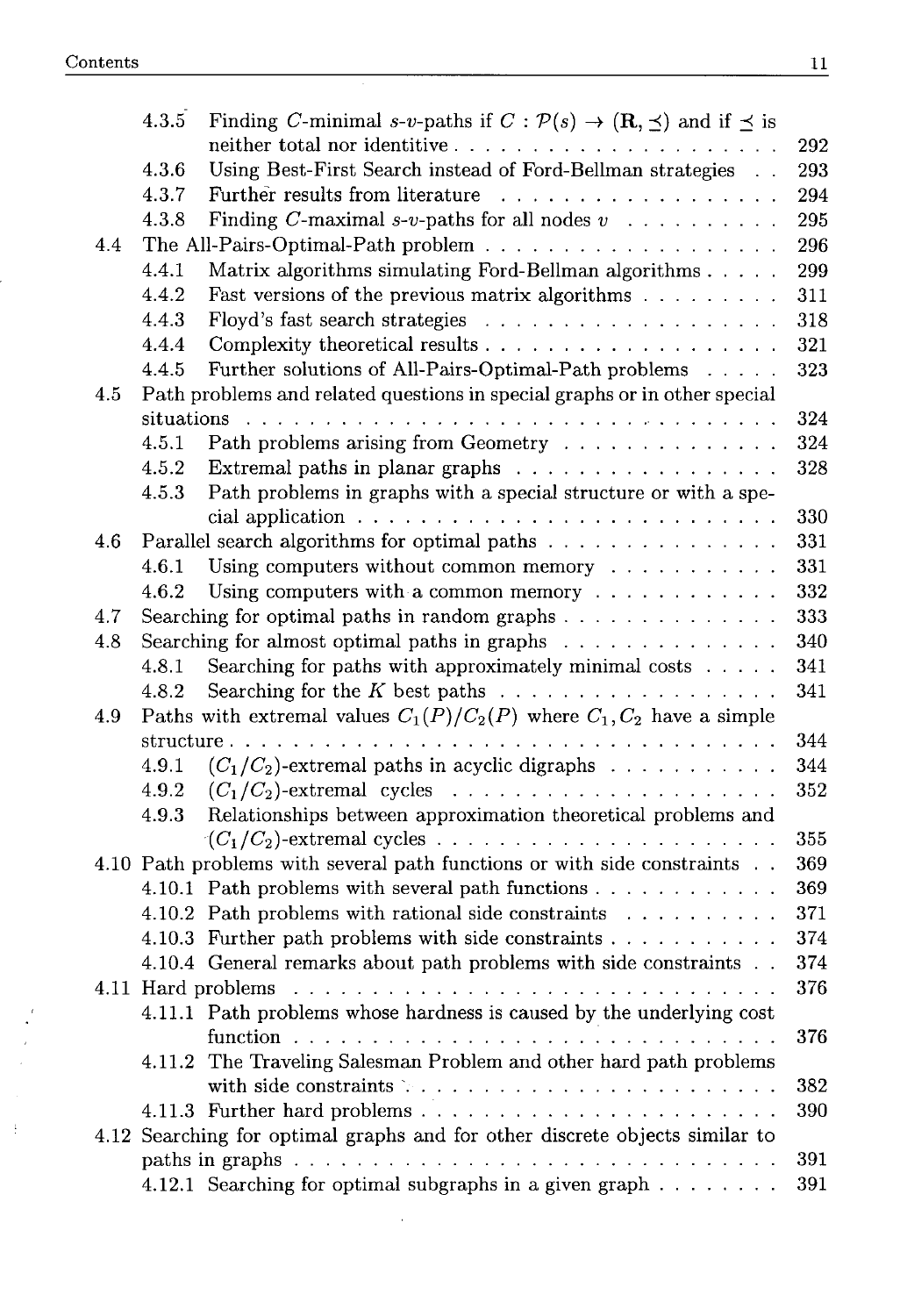4.3.5 Finding $C$-minimal $s$-$v$-paths if $C : \mathcal{P}(s) \to (\mathbf{R}, \preceq)$ and if $\preceq$ is neither total nor identitive . . . 292
4.3.6 Using Best-First Search instead of Ford-Bellman strategies . . 293
4.3.7 Further results from literature . . . 294
4.3.8 Finding $C$-maximal $s$-$v$-paths for all nodes $v$ . . . 295

4.4 The All-Pairs-Optimal-Path problem . . . 296
4.4.1 Matrix algorithms simulating Ford-Bellman algorithms . . . 299
4.4.2 Fast versions of the previous matrix algorithms . . . 311
4.4.3 Floyd's fast search strategies . . . 318
4.4.4 Complexity theoretical results . . . 321
4.4.5 Further solutions of All-Pairs-Optimal-Path problems . . . 323

4.5 Path problems and related questions in special graphs or in other special situations . . . 324
4.5.1 Path problems arising from Geometry . . . 324
4.5.2 Extremal paths in planar graphs . . . 328
4.5.3 Path problems in graphs with a special structure or with a special application . . . 330

4.6 Parallel search algorithms for optimal paths . . . 331
4.6.1 Using computers without common memory . . . 331
4.6.2 Using computers with a common memory . . . 332

4.7 Searching for optimal paths in random graphs . . . 333

4.8 Searching for almost optimal paths in graphs . . . 340
4.8.1 Searching for paths with approximately minimal costs . . . 341
4.8.2 Searching for the $K$ best paths . . . 341

4.9 Paths with extremal values $C_1(P)/C_2(P)$ where $C_1, C_2$ have a simple structure . . . 344
4.9.1 $(C_1/C_2)$-extremal paths in acyclic digraphs . . . 344
4.9.2 $(C_1/C_2)$-extremal cycles . . . 352
4.9.3 Relationships between approximation theoretical problems and $(C_1/C_2)$-extremal cycles . . . 355

4.10 Path problems with several path functions or with side constraints . . 369
4.10.1 Path problems with several path functions . . . 369
4.10.2 Path problems with rational side constraints . . . 371
4.10.3 Further path problems with side constraints . . . 374
4.10.4 General remarks about path problems with side constraints . . 374

4.11 Hard problems . . . 376
4.11.1 Path problems whose hardness is caused by the underlying cost function . . . 376
4.11.2 The Traveling Salesman Problem and other hard path problems with side constraints . . . 382
4.11.3 Further hard problems . . . 390

4.12 Searching for optimal graphs and for other discrete objects similar to paths in graphs . . . 391
4.12.1 Searching for optimal subgraphs in a given graph . . . 391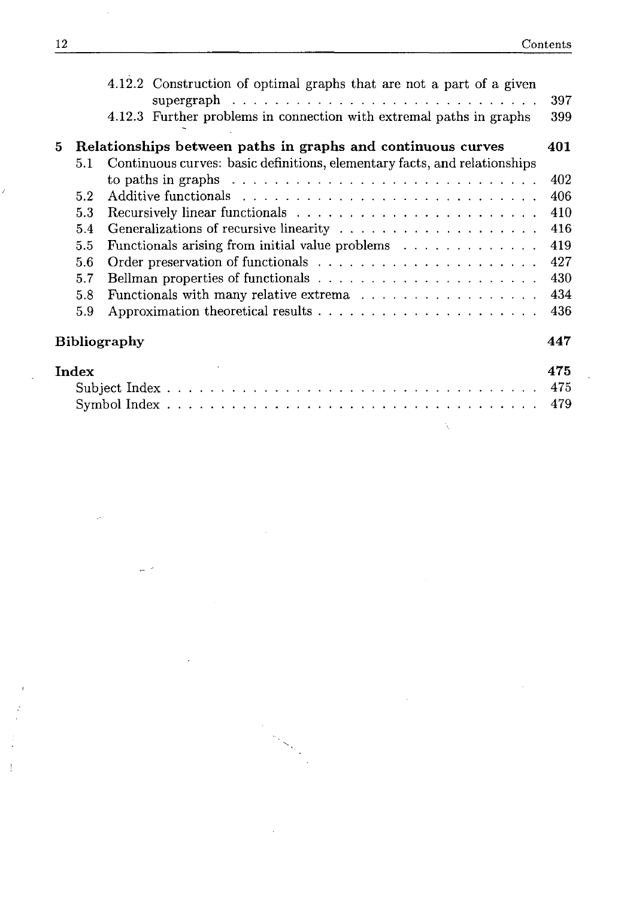4.12.2 Construction of optimal graphs that are not a part of a given supergraph . . . . . . . . . . . . . . . . . . . . . . . . . . . . 397
4.12.3 Further problems in connection with extremal paths in graphs 399

**5 Relationships between paths in graphs and continuous curves 401**

5.1 Continuous curves: basic definitions, elementary facts, and relationships to paths in graphs . . . . . . . . . . . . . . . . . . . . . . . . . . . . 402
5.2 Additive functionals . . . . . . . . . . . . . . . . . . . . . . . . . . . . 406
5.3 Recursively linear functionals . . . . . . . . . . . . . . . . . . . . . . 410
5.4 Generalizations of recursive linearity . . . . . . . . . . . . . . . . . . 416
5.5 Functionals arising from initial value problems . . . . . . . . . . . . 419
5.6 Order preservation of functionals . . . . . . . . . . . . . . . . . . . . 427
5.7 Bellman properties of functionals . . . . . . . . . . . . . . . . . . . . 430
5.8 Functionals with many relative extrema . . . . . . . . . . . . . . . . 434
5.9 Approximation theoretical results . . . . . . . . . . . . . . . . . . . . 436

**Bibliography 447**

**Index 475**

Subject Index . . . . . . . . . . . . . . . . . . . . . . . . . . . . . . . . 475
Symbol Index . . . . . . . . . . . . . . . . . . . . . . . . . . . . . . . . 479